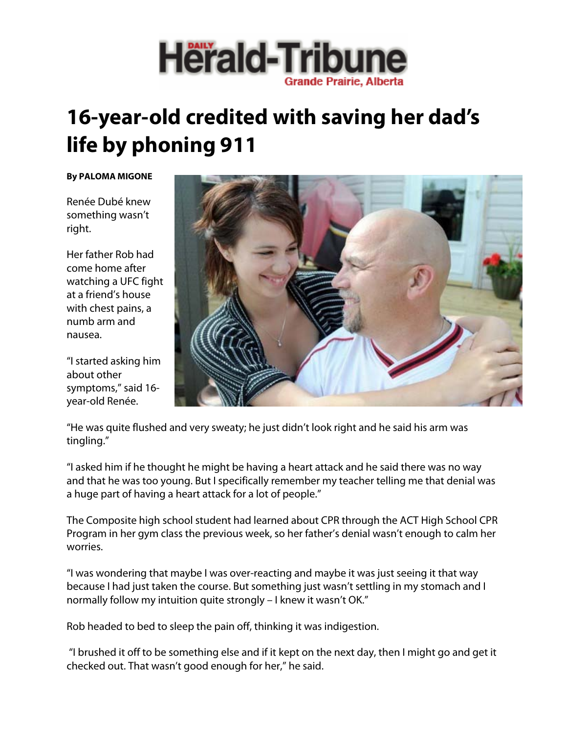Daily Herald-Tribune
Grande Prairie, Alberta

# 16-year-old credited with saving her dad's life by phoning 911

**By PALOMA MIGONE**

Renée Dubé knew something wasn't right.

Her father Rob had come home after watching a UFC fight at a friend's house with chest pains, a numb arm and nausea.

"I started asking him about other symptoms," said 16-year-old Renée.

"He was quite flushed and very sweaty; he just didn't look right and he said his arm was tingling."

"I asked him if he thought he might be having a heart attack and he said there was no way and that he was too young. But I specifically remember my teacher telling me that denial was a huge part of having a heart attack for a lot of people."

The Composite high school student had learned about CPR through the ACT High School CPR Program in her gym class the previous week, so her father's denial wasn't enough to calm her worries.

"I was wondering that maybe I was over-reacting and maybe it was just seeing it that way because I had just taken the course. But something just wasn't settling in my stomach and I normally follow my intuition quite strongly – I knew it wasn't OK."

Rob headed to bed to sleep the pain off, thinking it was indigestion.

"I brushed it off to be something else and if it kept on the next day, then I might go and get it checked out. That wasn't good enough for her," he said.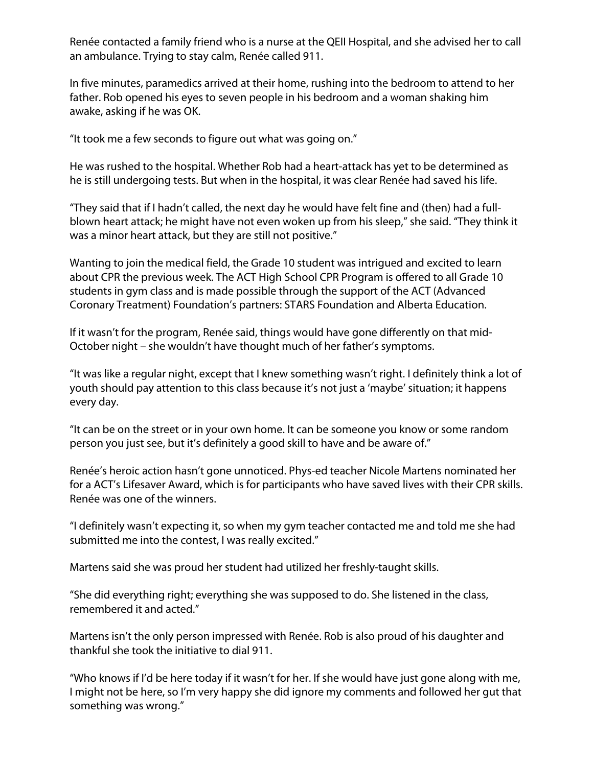Renée contacted a family friend who is a nurse at the QEII Hospital, and she advised her to call an ambulance. Trying to stay calm, Renée called 911.

In five minutes, paramedics arrived at their home, rushing into the bedroom to attend to her father. Rob opened his eyes to seven people in his bedroom and a woman shaking him awake, asking if he was OK.

"It took me a few seconds to figure out what was going on."

He was rushed to the hospital. Whether Rob had a heart-attack has yet to be determined as he is still undergoing tests. But when in the hospital, it was clear Renée had saved his life.

"They said that if I hadn't called, the next day he would have felt fine and (then) had a full-blown heart attack; he might have not even woken up from his sleep," she said. "They think it was a minor heart attack, but they are still not positive."

Wanting to join the medical field, the Grade 10 student was intrigued and excited to learn about CPR the previous week. The ACT High School CPR Program is offered to all Grade 10 students in gym class and is made possible through the support of the ACT (Advanced Coronary Treatment) Foundation's partners: STARS Foundation and Alberta Education.

If it wasn't for the program, Renée said, things would have gone differently on that mid-October night – she wouldn't have thought much of her father's symptoms.

"It was like a regular night, except that I knew something wasn't right. I definitely think a lot of youth should pay attention to this class because it's not just a 'maybe' situation; it happens every day.

"It can be on the street or in your own home. It can be someone you know or some random person you just see, but it's definitely a good skill to have and be aware of."

Renée's heroic action hasn't gone unnoticed. Phys-ed teacher Nicole Martens nominated her for a ACT's Lifesaver Award, which is for participants who have saved lives with their CPR skills. Renée was one of the winners.

"I definitely wasn't expecting it, so when my gym teacher contacted me and told me she had submitted me into the contest, I was really excited."

Martens said she was proud her student had utilized her freshly-taught skills.

"She did everything right; everything she was supposed to do. She listened in the class, remembered it and acted."

Martens isn't the only person impressed with Renée. Rob is also proud of his daughter and thankful she took the initiative to dial 911.

"Who knows if I'd be here today if it wasn't for her. If she would have just gone along with me, I might not be here, so I'm very happy she did ignore my comments and followed her gut that something was wrong."